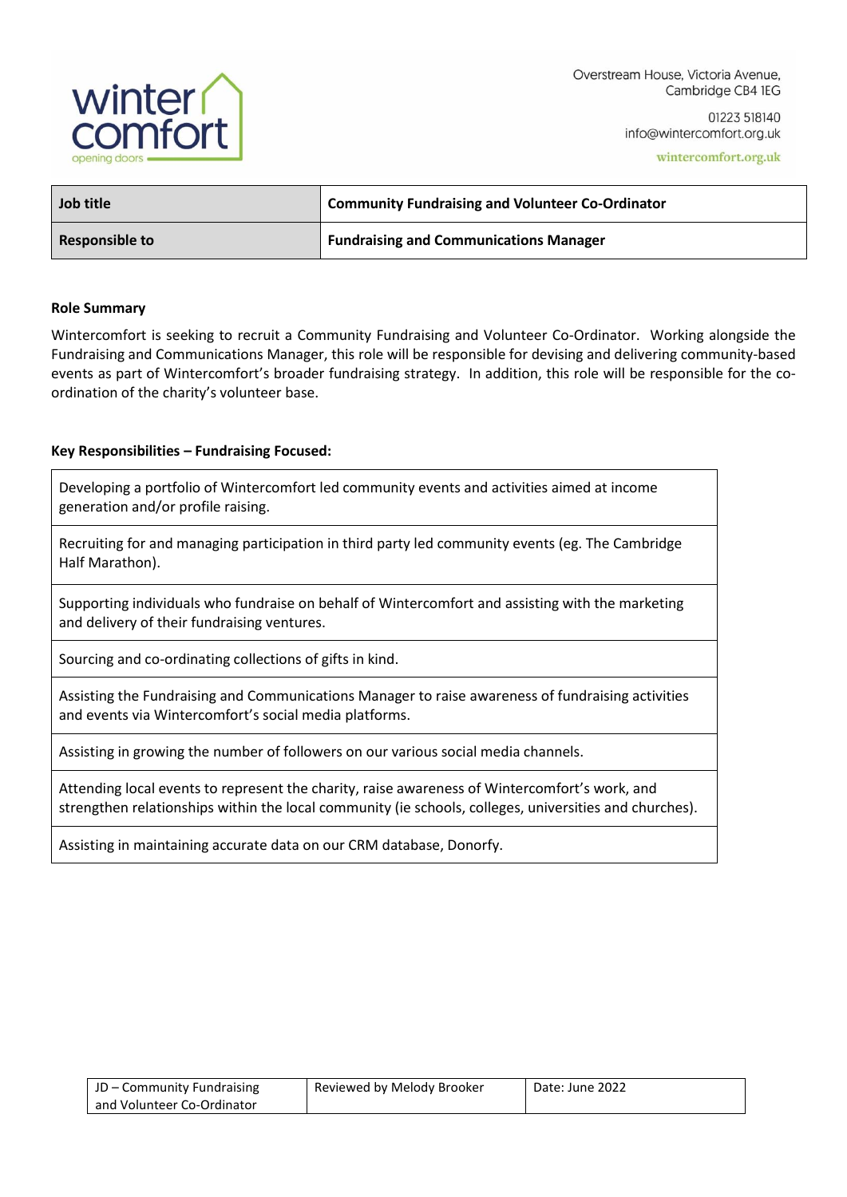Overstream House, Victoria Avenue,
Cambridge CB4 1EG

01223 518140
info@wintercomfort.org.uk

wintercomfort.org.uk

| Job title | Community Fundraising and Volunteer Co-Ordinator |
|---|---|
| **Responsible to** | **Fundraising and Communications Manager** |

**Role Summary**

Wintercomfort is seeking to recruit a Community Fundraising and Volunteer Co-Ordinator. Working alongside the Fundraising and Communications Manager, this role will be responsible for devising and delivering community-based events as part of Wintercomfort's broader fundraising strategy. In addition, this role will be responsible for the co-ordination of the charity's volunteer base.

**Key Responsibilities – Fundraising Focused:**

| |
|---|
| Developing a portfolio of Wintercomfort led community events and activities aimed at income generation and/or profile raising. |
| Recruiting for and managing participation in third party led community events (eg. The Cambridge Half Marathon). |
| Supporting individuals who fundraise on behalf of Wintercomfort and assisting with the marketing and delivery of their fundraising ventures. |
| Sourcing and co-ordinating collections of gifts in kind. |
| Assisting the Fundraising and Communications Manager to raise awareness of fundraising activities and events via Wintercomfort's social media platforms. |
| Assisting in growing the number of followers on our various social media channels. |
| Attending local events to represent the charity, raise awareness of Wintercomfort's work, and strengthen relationships within the local community (ie schools, colleges, universities and churches). |
| Assisting in maintaining accurate data on our CRM database, Donorfy. |

| JD – Community Fundraising and Volunteer Co-Ordinator | Reviewed by Melody Brooker | Date: June 2022 |
|---|---|---|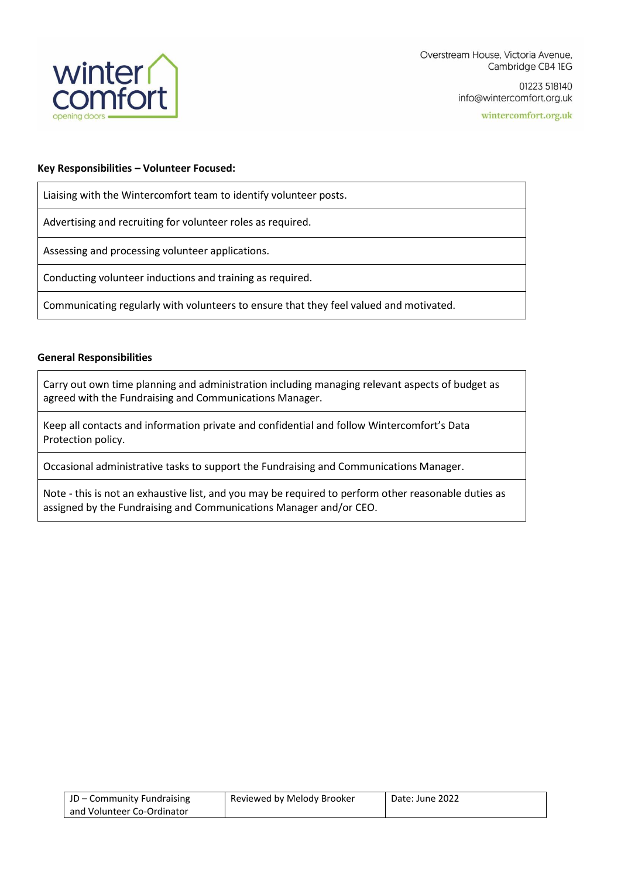**Key Responsibilities – Volunteer Focused:**

| Liaising with the Wintercomfort team to identify volunteer posts. |
|---|
| Advertising and recruiting for volunteer roles as required. |
| Assessing and processing volunteer applications. |
| Conducting volunteer inductions and training as required. |
| Communicating regularly with volunteers to ensure that they feel valued and motivated. |

**General Responsibilities**

| Carry out own time planning and administration including managing relevant aspects of budget as agreed with the Fundraising and Communications Manager. |
|---|
| Keep all contacts and information private and confidential and follow Wintercomfort's Data Protection policy. |
| Occasional administrative tasks to support the Fundraising and Communications Manager. |
| Note - this is not an exhaustive list, and you may be required to perform other reasonable duties as assigned by the Fundraising and Communications Manager and/or CEO. |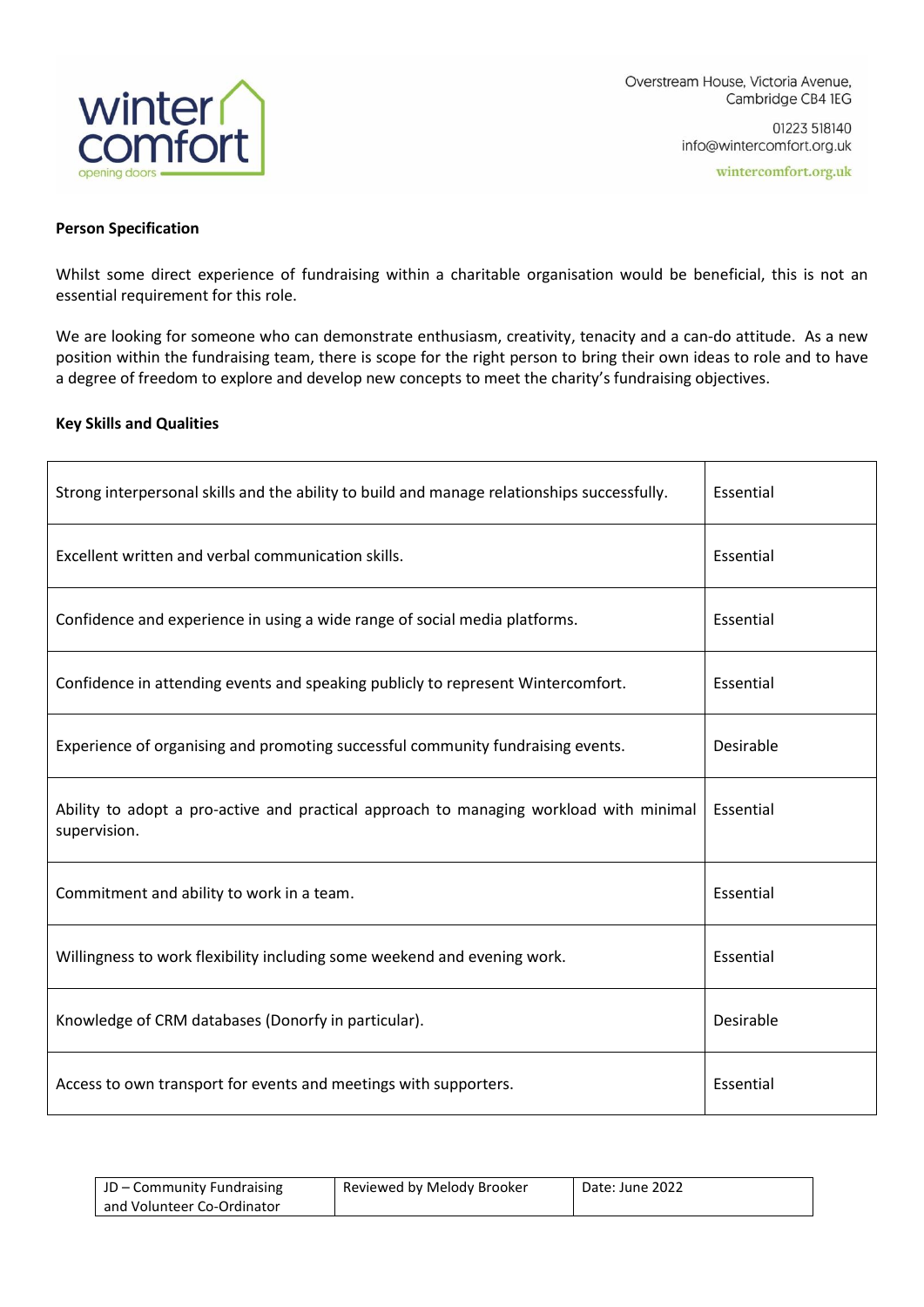**Person Specification**

Whilst some direct experience of fundraising within a charitable organisation would be beneficial, this is not an essential requirement for this role.

We are looking for someone who can demonstrate enthusiasm, creativity, tenacity and a can-do attitude. As a new position within the fundraising team, there is scope for the right person to bring their own ideas to role and to have a degree of freedom to explore and develop new concepts to meet the charity's fundraising objectives.

**Key Skills and Qualities**

| | |
|---|---|
| Strong interpersonal skills and the ability to build and manage relationships successfully. | Essential |
| Excellent written and verbal communication skills. | Essential |
| Confidence and experience in using a wide range of social media platforms. | Essential |
| Confidence in attending events and speaking publicly to represent Wintercomfort. | Essential |
| Experience of organising and promoting successful community fundraising events. | Desirable |
| Ability to adopt a pro-active and practical approach to managing workload with minimal supervision. | Essential |
| Commitment and ability to work in a team. | Essential |
| Willingness to work flexibility including some weekend and evening work. | Essential |
| Knowledge of CRM databases (Donorfy in particular). | Desirable |
| Access to own transport for events and meetings with supporters. | Essential |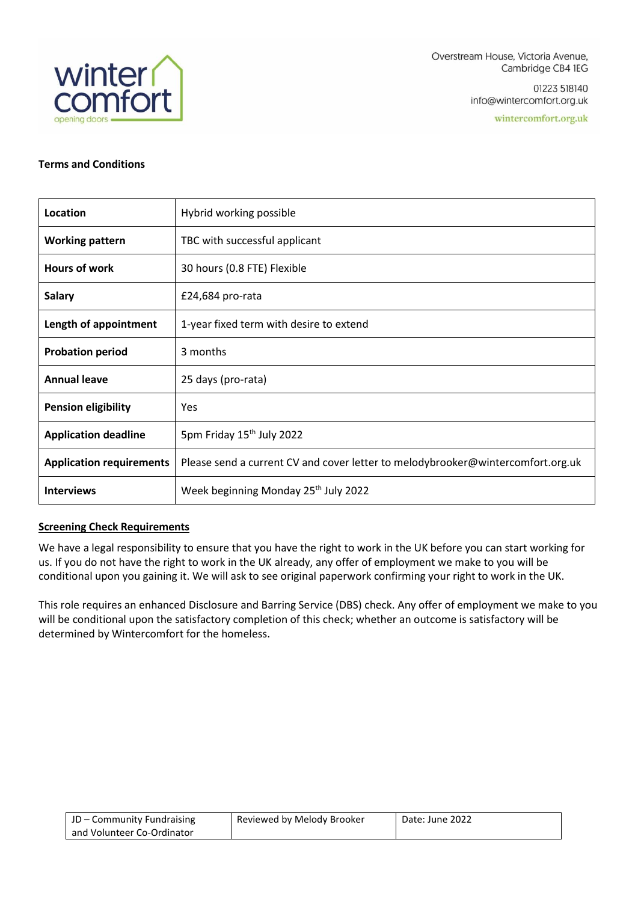Overstream House, Victoria Avenue,
Cambridge CB4 1EG

01223 518140
info@wintercomfort.org.uk

wintercomfort.org.uk

**Terms and Conditions**

| | |
|---|---|
| **Location** | Hybrid working possible |
| **Working pattern** | TBC with successful applicant |
| **Hours of work** | 30 hours (0.8 FTE) Flexible |
| **Salary** | £24,684 pro-rata |
| **Length of appointment** | 1-year fixed term with desire to extend |
| **Probation period** | 3 months |
| **Annual leave** | 25 days (pro-rata) |
| **Pension eligibility** | Yes |
| **Application deadline** | 5pm Friday 15th July 2022 |
| **Application requirements** | Please send a current CV and cover letter to melodybrooker@wintercomfort.org.uk |
| **Interviews** | Week beginning Monday 25th July 2022 |

**<u>Screening Check Requirements</u>**

We have a legal responsibility to ensure that you have the right to work in the UK before you can start working for us. If you do not have the right to work in the UK already, any offer of employment we make to you will be conditional upon you gaining it. We will ask to see original paperwork confirming your right to work in the UK.

This role requires an enhanced Disclosure and Barring Service (DBS) check. Any offer of employment we make to you will be conditional upon the satisfactory completion of this check; whether an outcome is satisfactory will be determined by Wintercomfort for the homeless.

| JD – Community Fundraising and Volunteer Co-Ordinator | Reviewed by Melody Brooker | Date: June 2022 |
|---|---|---|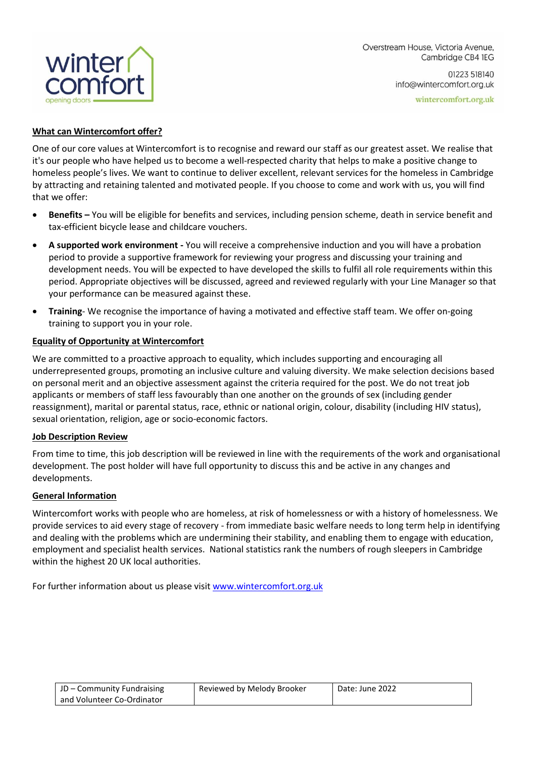**What can Wintercomfort offer?**

One of our core values at Wintercomfort is to recognise and reward our staff as our greatest asset. We realise that it's our people who have helped us to become a well-respected charity that helps to make a positive change to homeless people's lives. We want to continue to deliver excellent, relevant services for the homeless in Cambridge by attracting and retaining talented and motivated people. If you choose to come and work with us, you will find that we offer:

- **Benefits –** You will be eligible for benefits and services, including pension scheme, death in service benefit and tax-efficient bicycle lease and childcare vouchers.
- **A supported work environment -** You will receive a comprehensive induction and you will have a probation period to provide a supportive framework for reviewing your progress and discussing your training and development needs. You will be expected to have developed the skills to fulfil all role requirements within this period. Appropriate objectives will be discussed, agreed and reviewed regularly with your Line Manager so that your performance can be measured against these.
- **Training**- We recognise the importance of having a motivated and effective staff team. We offer on-going training to support you in your role.

**Equality of Opportunity at Wintercomfort**

We are committed to a proactive approach to equality, which includes supporting and encouraging all underrepresented groups, promoting an inclusive culture and valuing diversity. We make selection decisions based on personal merit and an objective assessment against the criteria required for the post. We do not treat job applicants or members of staff less favourably than one another on the grounds of sex (including gender reassignment), marital or parental status, race, ethnic or national origin, colour, disability (including HIV status), sexual orientation, religion, age or socio-economic factors.

**Job Description Review**

From time to time, this job description will be reviewed in line with the requirements of the work and organisational development. The post holder will have full opportunity to discuss this and be active in any changes and developments.

**General Information**

Wintercomfort works with people who are homeless, at risk of homelessness or with a history of homelessness. We provide services to aid every stage of recovery - from immediate basic welfare needs to long term help in identifying and dealing with the problems which are undermining their stability, and enabling them to engage with education, employment and specialist health services. National statistics rank the numbers of rough sleepers in Cambridge within the highest 20 UK local authorities.

For further information about us please visit [www.wintercomfort.org.uk](http://www.wintercomfort.org.uk)

| | | |
|---|---|---|
| JD – Community Fundraising and Volunteer Co-Ordinator | Reviewed by Melody Brooker | Date: June 2022 |